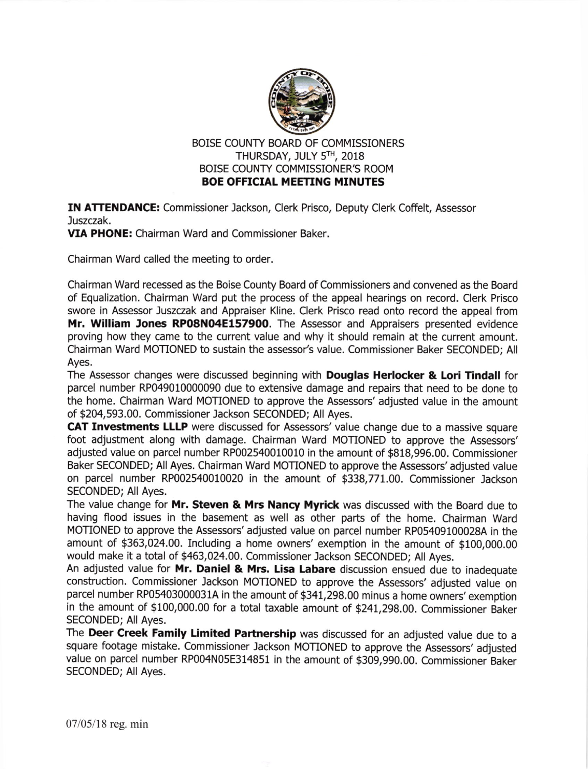BOISE COUNTY BOARD OF COMMISSIONERS
THURSDAY, JULY 5TH, 2018
BOISE COUNTY COMMISSIONER'S ROOM
**BOE OFFICIAL MEETING MINUTES**

**IN ATTENDANCE:** Commissioner Jackson, Clerk Prisco, Deputy Clerk Coffelt, Assessor Juszczak.
**VIA PHONE:** Chairman Ward and Commissioner Baker.

Chairman Ward called the meeting to order.

Chairman Ward recessed as the Boise County Board of Commissioners and convened as the Board of Equalization. Chairman Ward put the process of the appeal hearings on record. Clerk Prisco swore in Assessor Juszczak and Appraiser Kline. Clerk Prisco read onto record the appeal from **Mr. William Jones RP08N04E157900**. The Assessor and Appraisers presented evidence proving how they came to the current value and why it should remain at the current amount. Chairman Ward MOTIONED to sustain the assessor's value. Commissioner Baker SECONDED; All Ayes.

The Assessor changes were discussed beginning with **Douglas Herlocker & Lori Tindall** for parcel number RP049010000090 due to extensive damage and repairs that need to be done to the home. Chairman Ward MOTIONED to approve the Assessors' adjusted value in the amount of $204,593.00. Commissioner Jackson SECONDED; All Ayes.

**CAT Investments LLLP** were discussed for Assessors' value change due to a massive square foot adjustment along with damage. Chairman Ward MOTIONED to approve the Assessors' adjusted value on parcel number RP002540010010 in the amount of $818,996.00. Commissioner Baker SECONDED; All Ayes. Chairman Ward MOTIONED to approve the Assessors' adjusted value on parcel number RP002540010020 in the amount of $338,771.00. Commissioner Jackson SECONDED; All Ayes.

The value change for **Mr. Steven & Mrs Nancy Myrick** was discussed with the Board due to having flood issues in the basement as well as other parts of the home. Chairman Ward MOTIONED to approve the Assessors' adjusted value on parcel number RP05409100028A in the amount of $363,024.00. Including a home owners' exemption in the amount of $100,000.00 would make it a total of $463,024.00. Commissioner Jackson SECONDED; All Ayes.

An adjusted value for **Mr. Daniel & Mrs. Lisa Labare** discussion ensued due to inadequate construction. Commissioner Jackson MOTIONED to approve the Assessors' adjusted value on parcel number RP05403000031A in the amount of $341,298.00 minus a home owners' exemption in the amount of $100,000.00 for a total taxable amount of $241,298.00. Commissioner Baker SECONDED; All Ayes.

The **Deer Creek Family Limited Partnership** was discussed for an adjusted value due to a square footage mistake. Commissioner Jackson MOTIONED to approve the Assessors' adjusted value on parcel number RP004N05E314851 in the amount of $309,990.00. Commissioner Baker SECONDED; All Ayes.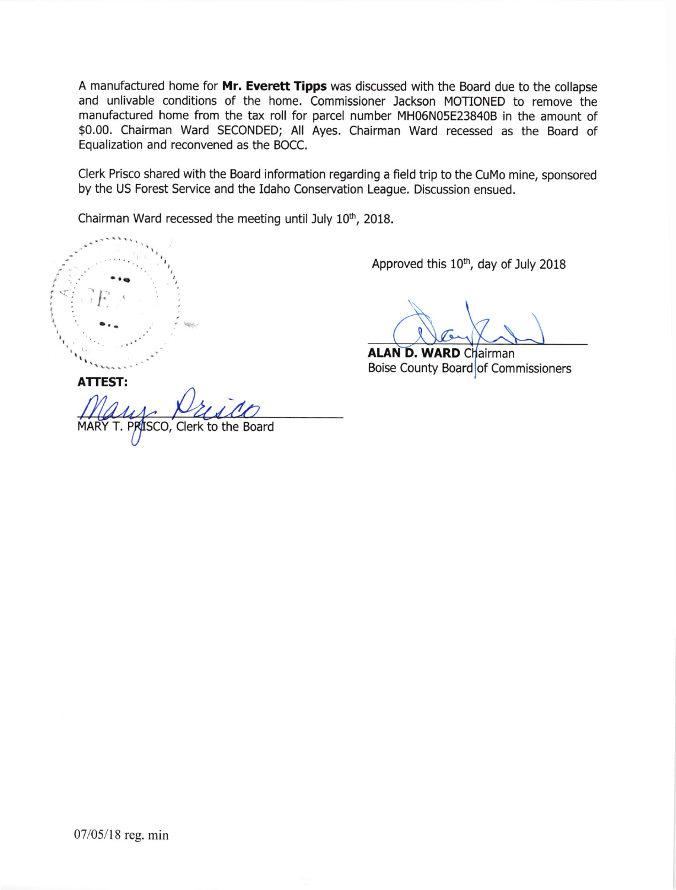A manufactured home for **Mr. Everett Tipps** was discussed with the Board due to the collapse and unlivable conditions of the home. Commissioner Jackson MOTIONED to remove the manufactured home from the tax roll for parcel number MH06N05E23840B in the amount of $0.00. Chairman Ward SECONDED; All Ayes. Chairman Ward recessed as the Board of Equalization and reconvened as the BOCC.

Clerk Prisco shared with the Board information regarding a field trip to the CuMo mine, sponsored by the US Forest Service and the Idaho Conservation League. Discussion ensued.

Chairman Ward recessed the meeting until July 10th, 2018.

Approved this 10th, day of July 2018

**ALAN D. WARD** Chairman
Boise County Board of Commissioners

**ATTEST:**

MARY T. PRISCO, Clerk to the Board

07/05/18 reg. min